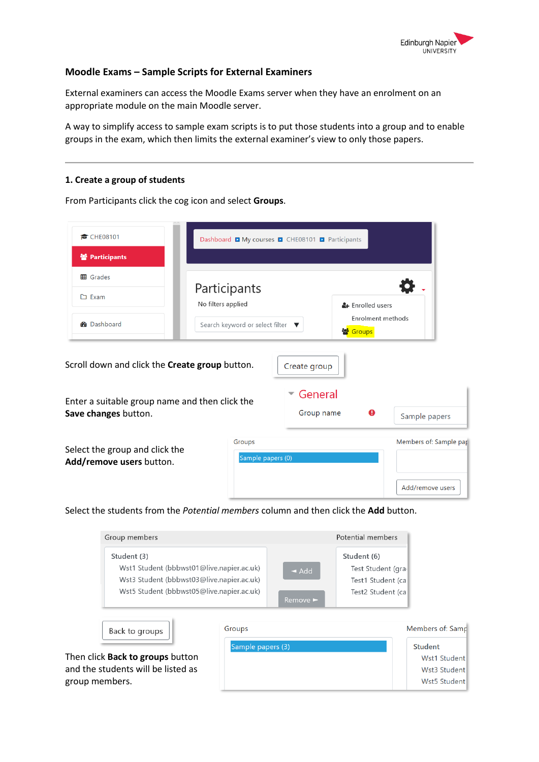## Moodle Exams – Sample Scripts for External Examiners

External examiners can access the Moodle Exams server when they have an enrolment on an appropriate module on the main Moodle server.

A way to simplify access to sample exam scripts is to put those students into a group and to enable groups in the exam, which then limits the external examiner's view to only those papers.

---

### 1. Create a group of students

From Participants click the cog icon and select **Groups**.

Scroll down and click the **Create group** button.

Enter a suitable group name and then click the **Save changes** button.

Select the group and click the **Add/remove users** button.

Select the students from the *Potential members* column and then click the **Add** button.

Then click **Back to groups** button and the students will be listed as group members.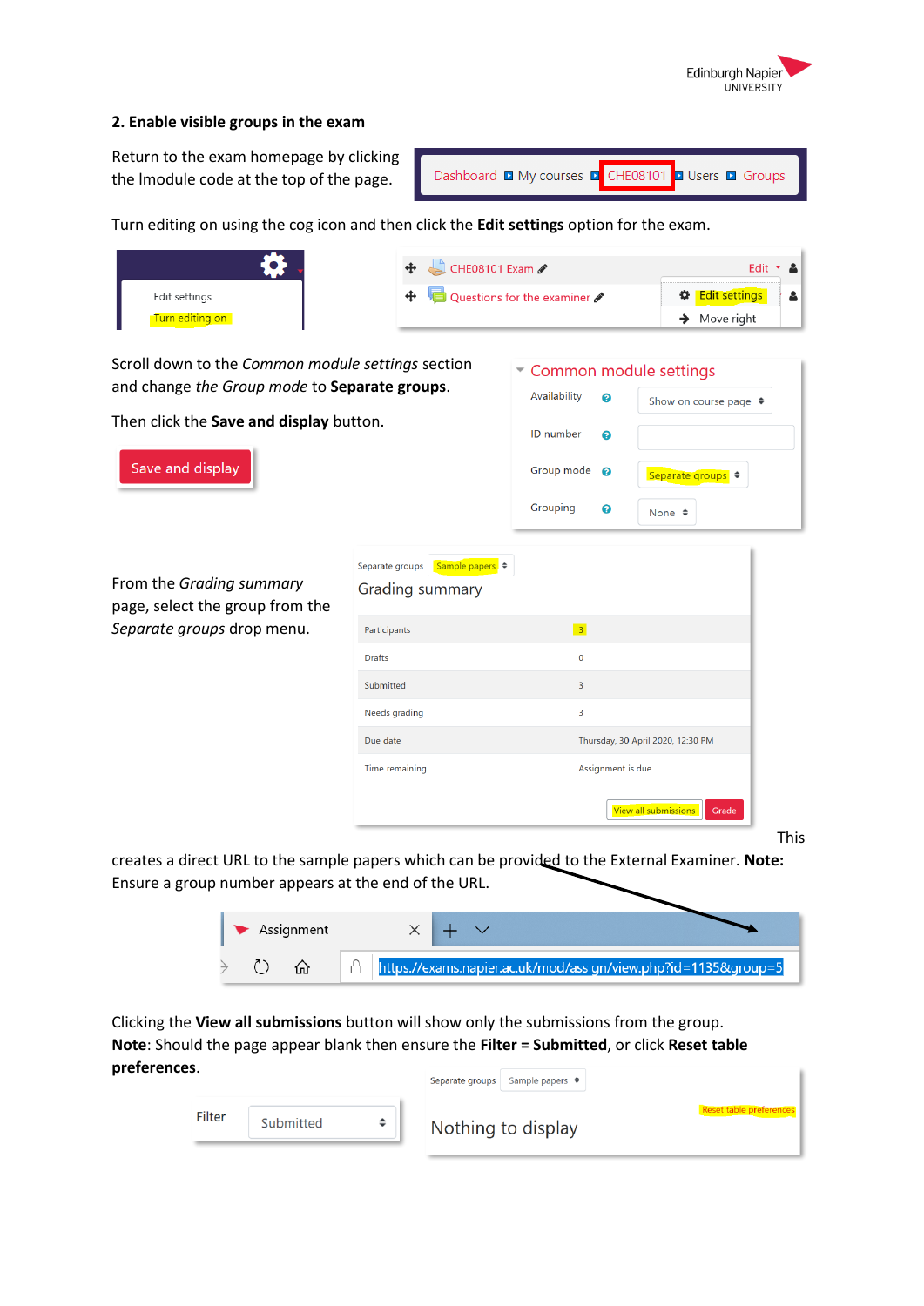## 2. Enable visible groups in the exam

Return to the exam homepage by clicking the lmodule code at the top of the page.

Dashboard ▸ My courses ▸ CHE08101 ▸ Users ▸ Groups

Turn editing on using the cog icon and then click the **Edit settings** option for the exam.

Edit settings

Turn editing on

CHE08101 Exam

Questions for the examiner

Edit

Edit settings

Move right

Scroll down to the *Common module settings* section and change *the Group mode* to **Separate groups**.

Then click the **Save and display** button.

Save and display

Common module settings

Availability: Show on course page

ID number

Group mode: Separate groups

Grouping: None

From the *Grading summary* page, select the group from the *Separate groups* drop menu.

Separate groups: Sample papers

Grading summary

| | |
|---|---|
| Participants | 3 |
| Drafts | 0 |
| Submitted | 3 |
| Needs grading | 3 |
| Due date | Thursday, 30 April 2020, 12:30 PM |
| Time remaining | Assignment is due |

View all submissions | Grade

This creates a direct URL to the sample papers which can be provided to the External Examiner. **Note:** Ensure a group number appears at the end of the URL.

Assignment

https://exams.napier.ac.uk/mod/assign/view.php?id=1135&group=5

Clicking the **View all submissions** button will show only the submissions from the group. **Note**: Should the page appear blank then ensure the **Filter = Submitted**, or click **Reset table preferences**.

Filter: Submitted

Separate groups: Sample papers

Reset table preferences

Nothing to display